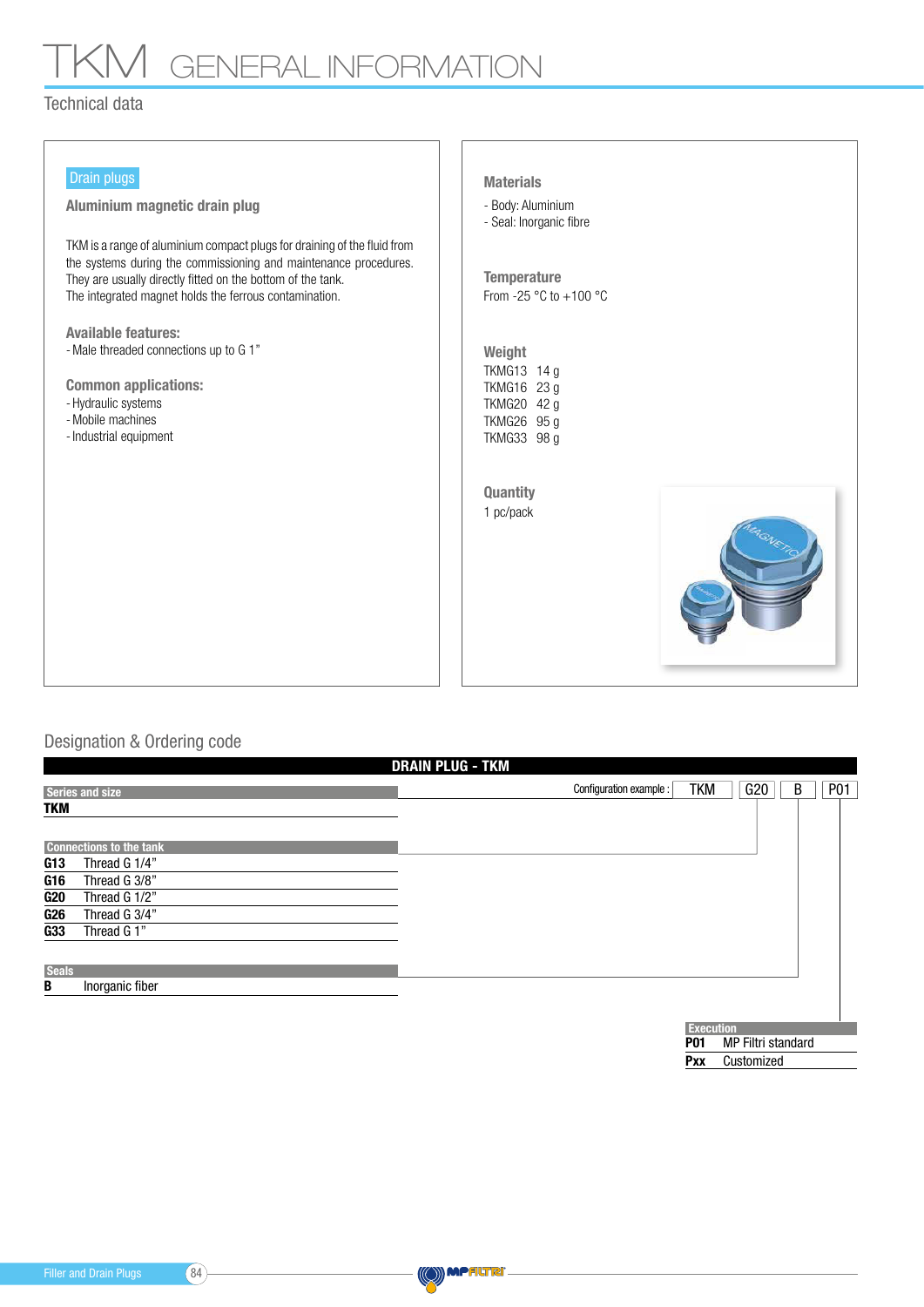# TKM GENERAL INFORMATION

## Technical data

**Drain plugs**

### Aluminium magnetic drain plug

TKM is a range of aluminium compact plugs for draining of the fluid from the systems during the commissioning and maintenance procedures. They are usually directly fitted on the bottom of the tank.
The integrated magnet holds the ferrous contamination.

**Available features:**
- Male threaded connections up to G 1"

**Common applications:**
- Hydraulic systems
- Mobile machines
- Industrial equipment

**Materials**
- Body: Aluminium
- Seal: Inorganic fibre

**Temperature**
From -25 °C to +100 °C

**Weight**

| | |
|---|---|
| TKMG13 | 14 g |
| TKMG16 | 23 g |
| TKMG20 | 42 g |
| TKMG26 | 95 g |
| TKMG33 | 98 g |

**Quantity**
1 pc/pack

## Designation & Ordering code

**DRAIN PLUG - TKM**

Configuration example : TKM | G20 | B | P01

**Series and size**

| | |
|---|---|
| **TKM** | |

**Connections to the tank**

| | |
|---|---|
| **G13** | Thread G 1/4" |
| **G16** | Thread G 3/8" |
| **G20** | Thread G 1/2" |
| **G26** | Thread G 3/4" |
| **G33** | Thread G 1" |

**Seals**

| | |
|---|---|
| **B** | Inorganic fiber |

**Execution**

| | |
|---|---|
| **P01** | MP Filtri standard |
| **Pxx** | Customized |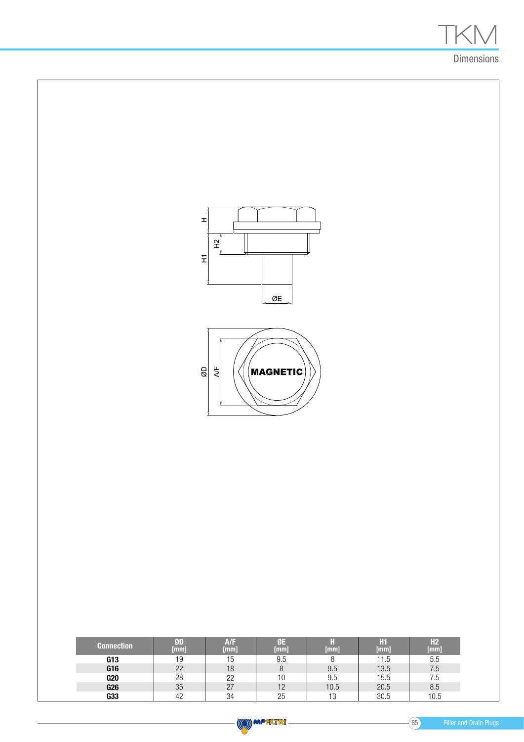# TKM

## Dimensions

H

H2

H1

ØE

ØD

A/F

MAGNETIC

| Connection | ØD [mm] | A/F [mm] | ØE [mm] | H [mm] | H1 [mm] | H2 [mm] |
|---|---|---|---|---|---|---|
| **G13** | 19 | 15 | 9.5 | 6 | 11.5 | 5.5 |
| **G16** | 22 | 18 | 8 | 9.5 | 13.5 | 7.5 |
| **G20** | 28 | 22 | 10 | 9.5 | 15.5 | 7.5 |
| **G26** | 35 | 27 | 12 | 10.5 | 20.5 | 8.5 |
| **G33** | 42 | 34 | 25 | 13 | 30.5 | 10.5 |